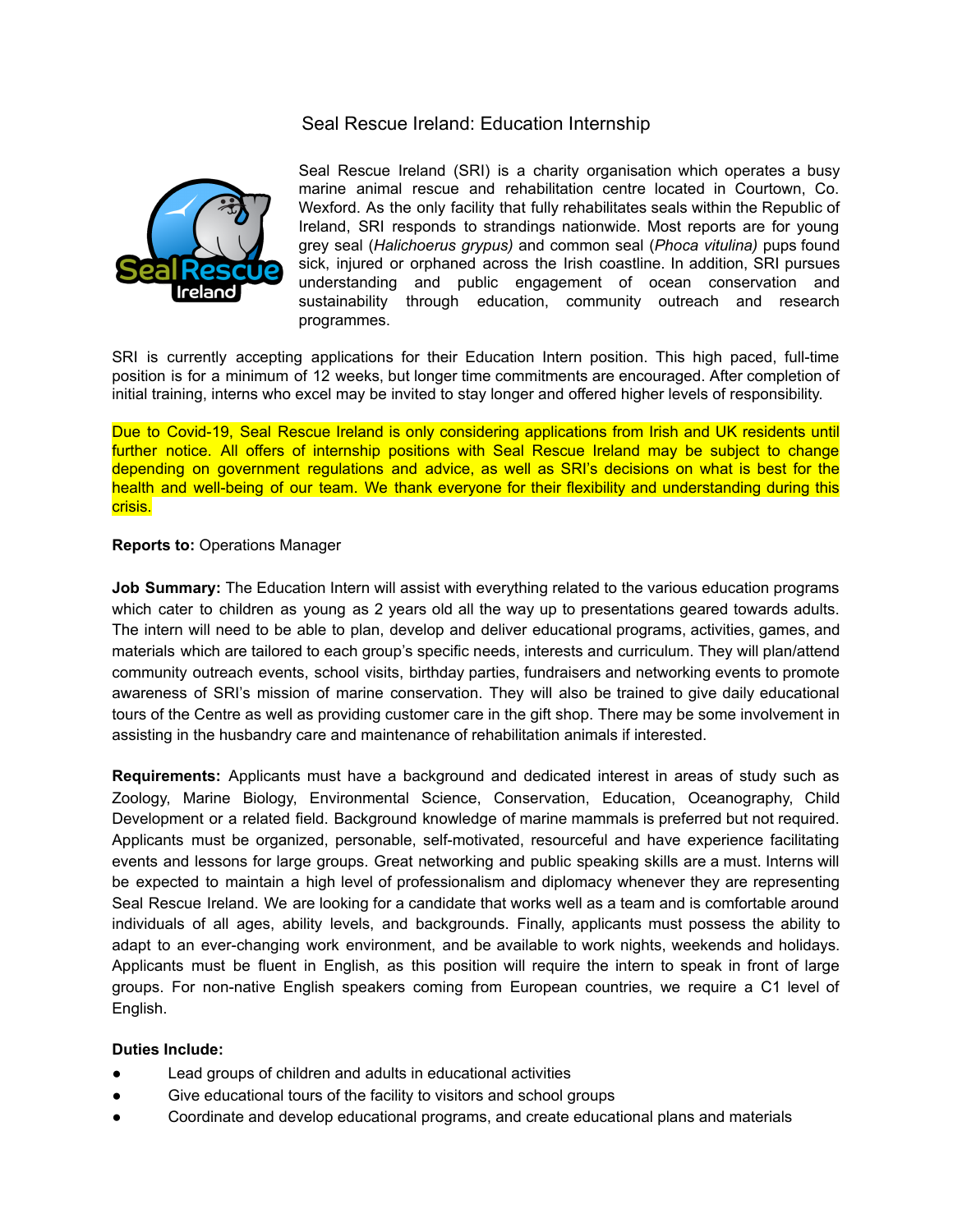# Seal Rescue Ireland: Education Internship

Seal Rescue Ireland (SRI) is a charity organisation which operates a busy marine animal rescue and rehabilitation centre located in Courtown, Co. Wexford. As the only facility that fully rehabilitates seals within the Republic of Ireland, SRI responds to strandings nationwide. Most reports are for young grey seal (*Halichoerus grypus)* and common seal (*Phoca vitulina)* pups found sick, injured or orphaned across the Irish coastline. In addition, SRI pursues understanding and public engagement of ocean conservation and sustainability through education, community outreach and research programmes.

SRI is currently accepting applications for their Education Intern position. This high paced, full-time position is for a minimum of 12 weeks, but longer time commitments are encouraged. After completion of initial training, interns who excel may be invited to stay longer and offered higher levels of responsibility.

Due to Covid-19, Seal Rescue Ireland is only considering applications from Irish and UK residents until further notice. All offers of internship positions with Seal Rescue Ireland may be subject to change depending on government regulations and advice, as well as SRI's decisions on what is best for the health and well-being of our team. We thank everyone for their flexibility and understanding during this crisis.

**Reports to:** Operations Manager

**Job Summary:** The Education Intern will assist with everything related to the various education programs which cater to children as young as 2 years old all the way up to presentations geared towards adults. The intern will need to be able to plan, develop and deliver educational programs, activities, games, and materials which are tailored to each group's specific needs, interests and curriculum. They will plan/attend community outreach events, school visits, birthday parties, fundraisers and networking events to promote awareness of SRI's mission of marine conservation. They will also be trained to give daily educational tours of the Centre as well as providing customer care in the gift shop. There may be some involvement in assisting in the husbandry care and maintenance of rehabilitation animals if interested.

**Requirements:** Applicants must have a background and dedicated interest in areas of study such as Zoology, Marine Biology, Environmental Science, Conservation, Education, Oceanography, Child Development or a related field. Background knowledge of marine mammals is preferred but not required. Applicants must be organized, personable, self-motivated, resourceful and have experience facilitating events and lessons for large groups. Great networking and public speaking skills are a must. Interns will be expected to maintain a high level of professionalism and diplomacy whenever they are representing Seal Rescue Ireland. We are looking for a candidate that works well as a team and is comfortable around individuals of all ages, ability levels, and backgrounds. Finally, applicants must possess the ability to adapt to an ever-changing work environment, and be available to work nights, weekends and holidays. Applicants must be fluent in English, as this position will require the intern to speak in front of large groups. For non-native English speakers coming from European countries, we require a C1 level of English.

**Duties Include:**

- Lead groups of children and adults in educational activities
- Give educational tours of the facility to visitors and school groups
- Coordinate and develop educational programs, and create educational plans and materials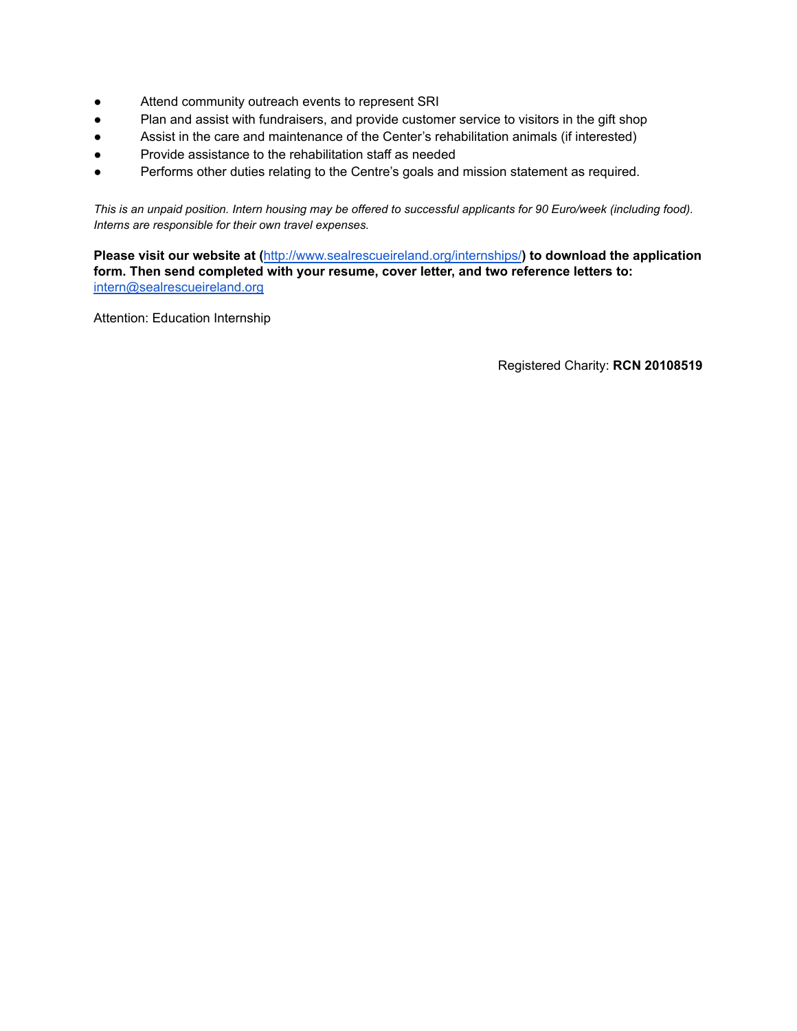- Attend community outreach events to represent SRI
- Plan and assist with fundraisers, and provide customer service to visitors in the gift shop
- Assist in the care and maintenance of the Center's rehabilitation animals (if interested)
- Provide assistance to the rehabilitation staff as needed
- Performs other duties relating to the Centre's goals and mission statement as required.

*This is an unpaid position. Intern housing may be offered to successful applicants for 90 Euro/week (including food). Interns are responsible for their own travel expenses.*

**Please visit our website at ([http://www.sealrescueireland.org/internships/](http://www.sealrescueireland.org/internships/)) to download the application form. Then send completed with your resume, cover letter, and two reference letters to:** [intern@sealrescueireland.org](mailto:intern@sealrescueireland.org)

Attention: Education Internship

Registered Charity: **RCN 20108519**